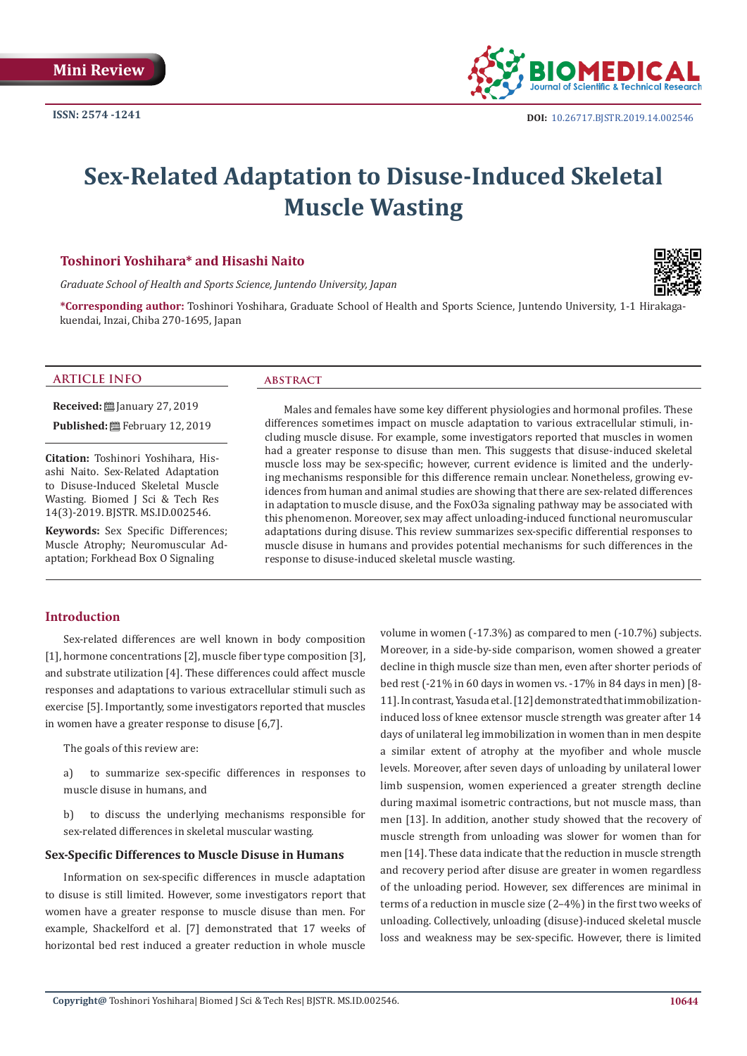Mini Review

ISSN: 2574 -1241

DOI: 10.26717.BJSTR.2019.14.002546

# Sex-Related Adaptation to Disuse-Induced Skeletal Muscle Wasting

**Toshinori Yoshihara* and Hisashi Naito**

*Graduate School of Health and Sports Science, Juntendo University, Japan*

**\*Corresponding author:** Toshinori Yoshihara, Graduate School of Health and Sports Science, Juntendo University, 1-1 Hirakagakuendai, Inzai, Chiba 270-1695, Japan

## ARTICLE INFO

**Received:** January 27, 2019

**Published:** February 12, 2019

**Citation:** Toshinori Yoshihara, Hisashi Naito. Sex-Related Adaptation to Disuse-Induced Skeletal Muscle Wasting. Biomed J Sci & Tech Res 14(3)-2019. BJSTR. MS.ID.002546.

**Keywords:** Sex Specific Differences; Muscle Atrophy; Neuromuscular Adaptation; Forkhead Box O Signaling

## ABSTRACT

Males and females have some key different physiologies and hormonal profiles. These differences sometimes impact on muscle adaptation to various extracellular stimuli, including muscle disuse. For example, some investigators reported that muscles in women had a greater response to disuse than men. This suggests that disuse-induced skeletal muscle loss may be sex-specific; however, current evidence is limited and the underlying mechanisms responsible for this difference remain unclear. Nonetheless, growing evidences from human and animal studies are showing that there are sex-related differences in adaptation to muscle disuse, and the FoxO3a signaling pathway may be associated with this phenomenon. Moreover, sex may affect unloading-induced functional neuromuscular adaptations during disuse. This review summarizes sex-specific differential responses to muscle disuse in humans and provides potential mechanisms for such differences in the response to disuse-induced skeletal muscle wasting.

## Introduction

Sex-related differences are well known in body composition [1], hormone concentrations [2], muscle fiber type composition [3], and substrate utilization [4]. These differences could affect muscle responses and adaptations to various extracellular stimuli such as exercise [5]. Importantly, some investigators reported that muscles in women have a greater response to disuse [6,7].

The goals of this review are:

a) to summarize sex-specific differences in responses to muscle disuse in humans, and

b) to discuss the underlying mechanisms responsible for sex-related differences in skeletal muscular wasting.

### Sex-Specific Differences to Muscle Disuse in Humans

Information on sex-specific differences in muscle adaptation to disuse is still limited. However, some investigators report that women have a greater response to muscle disuse than men. For example, Shackelford et al. [7] demonstrated that 17 weeks of horizontal bed rest induced a greater reduction in whole muscle volume in women (-17.3%) as compared to men (-10.7%) subjects. Moreover, in a side-by-side comparison, women showed a greater decline in thigh muscle size than men, even after shorter periods of bed rest (-21% in 60 days in women vs. -17% in 84 days in men) [8-11]. In contrast, Yasuda et al. [12] demonstrated that immobilization-induced loss of knee extensor muscle strength was greater after 14 days of unilateral leg immobilization in women than in men despite a similar extent of atrophy at the myofiber and whole muscle levels. Moreover, after seven days of unloading by unilateral lower limb suspension, women experienced a greater strength decline during maximal isometric contractions, but not muscle mass, than men [13]. In addition, another study showed that the recovery of muscle strength from unloading was slower for women than for men [14]. These data indicate that the reduction in muscle strength and recovery period after disuse are greater in women regardless of the unloading period. However, sex differences are minimal in terms of a reduction in muscle size (2–4%) in the first two weeks of unloading. Collectively, unloading (disuse)-induced skeletal muscle loss and weakness may be sex-specific. However, there is limited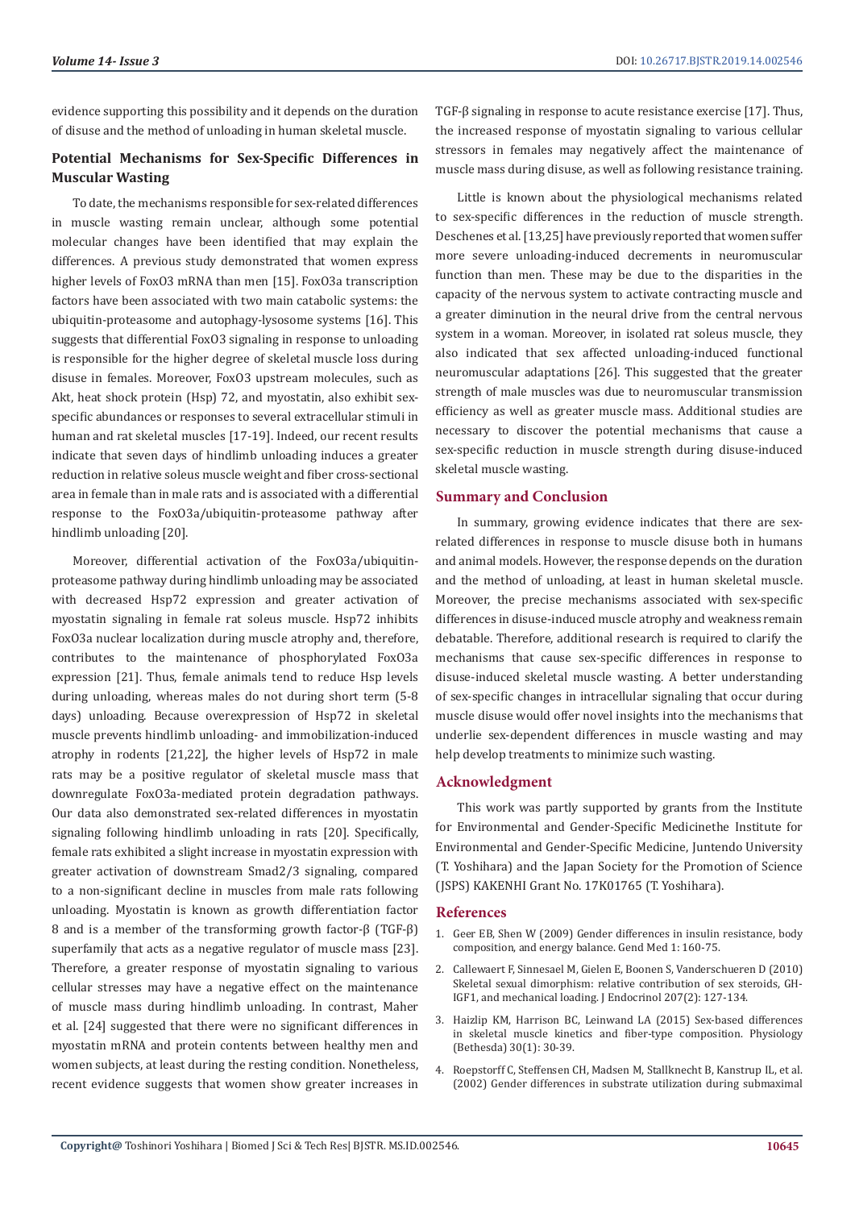evidence supporting this possibility and it depends on the duration of disuse and the method of unloading in human skeletal muscle.

## Potential Mechanisms for Sex-Specific Differences in Muscular Wasting

To date, the mechanisms responsible for sex-related differences in muscle wasting remain unclear, although some potential molecular changes have been identified that may explain the differences. A previous study demonstrated that women express higher levels of FoxO3 mRNA than men [15]. FoxO3a transcription factors have been associated with two main catabolic systems: the ubiquitin-proteasome and autophagy-lysosome systems [16]. This suggests that differential FoxO3 signaling in response to unloading is responsible for the higher degree of skeletal muscle loss during disuse in females. Moreover, FoxO3 upstream molecules, such as Akt, heat shock protein (Hsp) 72, and myostatin, also exhibit sex-specific abundances or responses to several extracellular stimuli in human and rat skeletal muscles [17-19]. Indeed, our recent results indicate that seven days of hindlimb unloading induces a greater reduction in relative soleus muscle weight and fiber cross-sectional area in female than in male rats and is associated with a differential response to the FoxO3a/ubiquitin-proteasome pathway after hindlimb unloading [20].

Moreover, differential activation of the FoxO3a/ubiquitin-proteasome pathway during hindlimb unloading may be associated with decreased Hsp72 expression and greater activation of myostatin signaling in female rat soleus muscle. Hsp72 inhibits FoxO3a nuclear localization during muscle atrophy and, therefore, contributes to the maintenance of phosphorylated FoxO3a expression [21]. Thus, female animals tend to reduce Hsp levels during unloading, whereas males do not during short term (5-8 days) unloading. Because overexpression of Hsp72 in skeletal muscle prevents hindlimb unloading- and immobilization-induced atrophy in rodents [21,22], the higher levels of Hsp72 in male rats may be a positive regulator of skeletal muscle mass that downregulate FoxO3a-mediated protein degradation pathways. Our data also demonstrated sex-related differences in myostatin signaling following hindlimb unloading in rats [20]. Specifically, female rats exhibited a slight increase in myostatin expression with greater activation of downstream Smad2/3 signaling, compared to a non-significant decline in muscles from male rats following unloading. Myostatin is known as growth differentiation factor 8 and is a member of the transforming growth factor-β (TGF-β) superfamily that acts as a negative regulator of muscle mass [23]. Therefore, a greater response of myostatin signaling to various cellular stresses may have a negative effect on the maintenance of muscle mass during hindlimb unloading. In contrast, Maher et al. [24] suggested that there were no significant differences in myostatin mRNA and protein contents between healthy men and women subjects, at least during the resting condition. Nonetheless, recent evidence suggests that women show greater increases in TGF-β signaling in response to acute resistance exercise [17]. Thus, the increased response of myostatin signaling to various cellular stressors in females may negatively affect the maintenance of muscle mass during disuse, as well as following resistance training.

Little is known about the physiological mechanisms related to sex-specific differences in the reduction of muscle strength. Deschenes et al. [13,25] have previously reported that women suffer more severe unloading-induced decrements in neuromuscular function than men. These may be due to the disparities in the capacity of the nervous system to activate contracting muscle and a greater diminution in the neural drive from the central nervous system in a woman. Moreover, in isolated rat soleus muscle, they also indicated that sex affected unloading-induced functional neuromuscular adaptations [26]. This suggested that the greater strength of male muscles was due to neuromuscular transmission efficiency as well as greater muscle mass. Additional studies are necessary to discover the potential mechanisms that cause a sex-specific reduction in muscle strength during disuse-induced skeletal muscle wasting.

## Summary and Conclusion

In summary, growing evidence indicates that there are sex-related differences in response to muscle disuse both in humans and animal models. However, the response depends on the duration and the method of unloading, at least in human skeletal muscle. Moreover, the precise mechanisms associated with sex-specific differences in disuse-induced muscle atrophy and weakness remain debatable. Therefore, additional research is required to clarify the mechanisms that cause sex-specific differences in response to disuse-induced skeletal muscle wasting. A better understanding of sex-specific changes in intracellular signaling that occur during muscle disuse would offer novel insights into the mechanisms that underlie sex-dependent differences in muscle wasting and may help develop treatments to minimize such wasting.

## Acknowledgment

This work was partly supported by grants from the Institute for Environmental and Gender-Specific Medicinethe Institute for Environmental and Gender-Specific Medicine, Juntendo University (T. Yoshihara) and the Japan Society for the Promotion of Science (JSPS) KAKENHI Grant No. 17K01765 (T. Yoshihara).

## References

1. Geer EB, Shen W (2009) Gender differences in insulin resistance, body composition, and energy balance. Gend Med 1: 160-75.
2. Callewaert F, Sinnesael M, Gielen E, Boonen S, Vanderschueren D (2010) Skeletal sexual dimorphism: relative contribution of sex steroids, GH-IGF1, and mechanical loading. J Endocrinol 207(2): 127-134.
3. Haizlip KM, Harrison BC, Leinwand LA (2015) Sex-based differences in skeletal muscle kinetics and fiber-type composition. Physiology (Bethesda) 30(1): 30-39.
4. Roepstorff C, Steffensen CH, Madsen M, Stallknecht B, Kanstrup IL, et al. (2002) Gender differences in substrate utilization during submaximal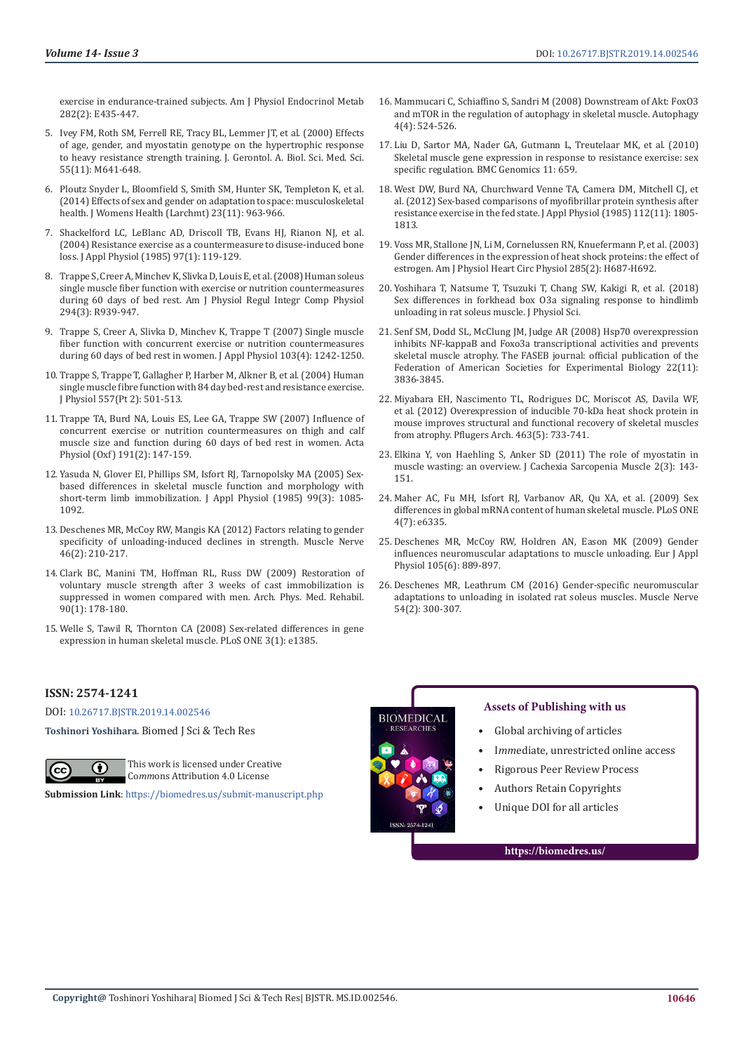exercise in endurance-trained subjects. Am J Physiol Endocrinol Metab 282(2): E435-447.

5. Ivey FM, Roth SM, Ferrell RE, Tracy BL, Lemmer JT, et al. (2000) Effects of age, gender, and myostatin genotype on the hypertrophic response to heavy resistance strength training. J. Gerontol. A. Biol. Sci. Med. Sci. 55(11): M641-648.
6. Ploutz Snyder L, Bloomfield S, Smith SM, Hunter SK, Templeton K, et al. (2014) Effects of sex and gender on adaptation to space: musculoskeletal health. J Womens Health (Larchmt) 23(11): 963-966.
7. Shackelford LC, LeBlanc AD, Driscoll TB, Evans HJ, Rianon NJ, et al. (2004) Resistance exercise as a countermeasure to disuse-induced bone loss. J Appl Physiol (1985) 97(1): 119-129.
8. Trappe S, Creer A, Minchev K, Slivka D, Louis E, et al. (2008) Human soleus single muscle fiber function with exercise or nutrition countermeasures during 60 days of bed rest. Am J Physiol Regul Integr Comp Physiol 294(3): R939-947.
9. Trappe S, Creer A, Slivka D, Minchev K, Trappe T (2007) Single muscle fiber function with concurrent exercise or nutrition countermeasures during 60 days of bed rest in women. J Appl Physiol 103(4): 1242-1250.
10. Trappe S, Trappe T, Gallagher P, Harber M, Alkner B, et al. (2004) Human single muscle fibre function with 84 day bed-rest and resistance exercise. J Physiol 557(Pt 2): 501-513.
11. Trappe TA, Burd NA, Louis ES, Lee GA, Trappe SW (2007) Influence of concurrent exercise or nutrition countermeasures on thigh and calf muscle size and function during 60 days of bed rest in women. Acta Physiol (Oxf) 191(2): 147-159.
12. Yasuda N, Glover EI, Phillips SM, Isfort RJ, Tarnopolsky MA (2005) Sex-based differences in skeletal muscle function and morphology with short-term limb immobilization. J Appl Physiol (1985) 99(3): 1085-1092.
13. Deschenes MR, McCoy RW, Mangis KA (2012) Factors relating to gender specificity of unloading-induced declines in strength. Muscle Nerve 46(2): 210-217.
14. Clark BC, Manini TM, Hoffman RL, Russ DW (2009) Restoration of voluntary muscle strength after 3 weeks of cast immobilization is suppressed in women compared with men. Arch. Phys. Med. Rehabil. 90(1): 178-180.
15. Welle S, Tawil R, Thornton CA (2008) Sex-related differences in gene expression in human skeletal muscle. PLoS ONE 3(1): e1385.
16. Mammucari C, Schiaffino S, Sandri M (2008) Downstream of Akt: FoxO3 and mTOR in the regulation of autophagy in skeletal muscle. Autophagy 4(4): 524-526.
17. Liu D, Sartor MA, Nader GA, Gutmann L, Treutelaar MK, et al. (2010) Skeletal muscle gene expression in response to resistance exercise: sex specific regulation. BMC Genomics 11: 659.
18. West DW, Burd NA, Churchward Venne TA, Camera DM, Mitchell CJ, et al. (2012) Sex-based comparisons of myofibrillar protein synthesis after resistance exercise in the fed state. J Appl Physiol (1985) 112(11): 1805-1813.
19. Voss MR, Stallone JN, Li M, Cornelussen RN, Knuefermann P, et al. (2003) Gender differences in the expression of heat shock proteins: the effect of estrogen. Am J Physiol Heart Circ Physiol 285(2): H687-H692.
20. Yoshihara T, Natsume T, Tsuzuki T, Chang SW, Kakigi R, et al. (2018) Sex differences in forkhead box O3a signaling response to hindlimb unloading in rat soleus muscle. J Physiol Sci.
21. Senf SM, Dodd SL, McClung JM, Judge AR (2008) Hsp70 overexpression inhibits NF-kappaB and Foxo3a transcriptional activities and prevents skeletal muscle atrophy. The FASEB journal: official publication of the Federation of American Societies for Experimental Biology 22(11): 3836-3845.
22. Miyabara EH, Nascimento TL, Rodrigues DC, Moriscot AS, Davila WF, et al. (2012) Overexpression of inducible 70-kDa heat shock protein in mouse improves structural and functional recovery of skeletal muscles from atrophy. Pflugers Arch. 463(5): 733-741.
23. Elkina Y, von Haehling S, Anker SD (2011) The role of myostatin in muscle wasting: an overview. J Cachexia Sarcopenia Muscle 2(3): 143-151.
24. Maher AC, Fu MH, Isfort RJ, Varbanov AR, Qu XA, et al. (2009) Sex differences in global mRNA content of human skeletal muscle. PLoS ONE 4(7): e6335.
25. Deschenes MR, McCoy RW, Holdren AN, Eason MK (2009) Gender influences neuromuscular adaptations to muscle unloading. Eur J Appl Physiol 105(6): 889-897.
26. Deschenes MR, Leathrum CM (2016) Gender-specific neuromuscular adaptations to unloading in isolated rat soleus muscles. Muscle Nerve 54(2): 300-307.

**ISSN: 2574-1241**

DOI: 10.26717.BJSTR.2019.14.002546

**Toshinori Yoshihara**. Biomed J Sci & Tech Res

This work is licensed under Creative Commons Attribution 4.0 License

**Submission Link**: https://biomedres.us/submit-manuscript.php

**Assets of Publishing with us**

- Global archiving of articles
- Immediate, unrestricted online access
- Rigorous Peer Review Process
- Authors Retain Copyrights
- Unique DOI for all articles

**https://biomedres.us/**